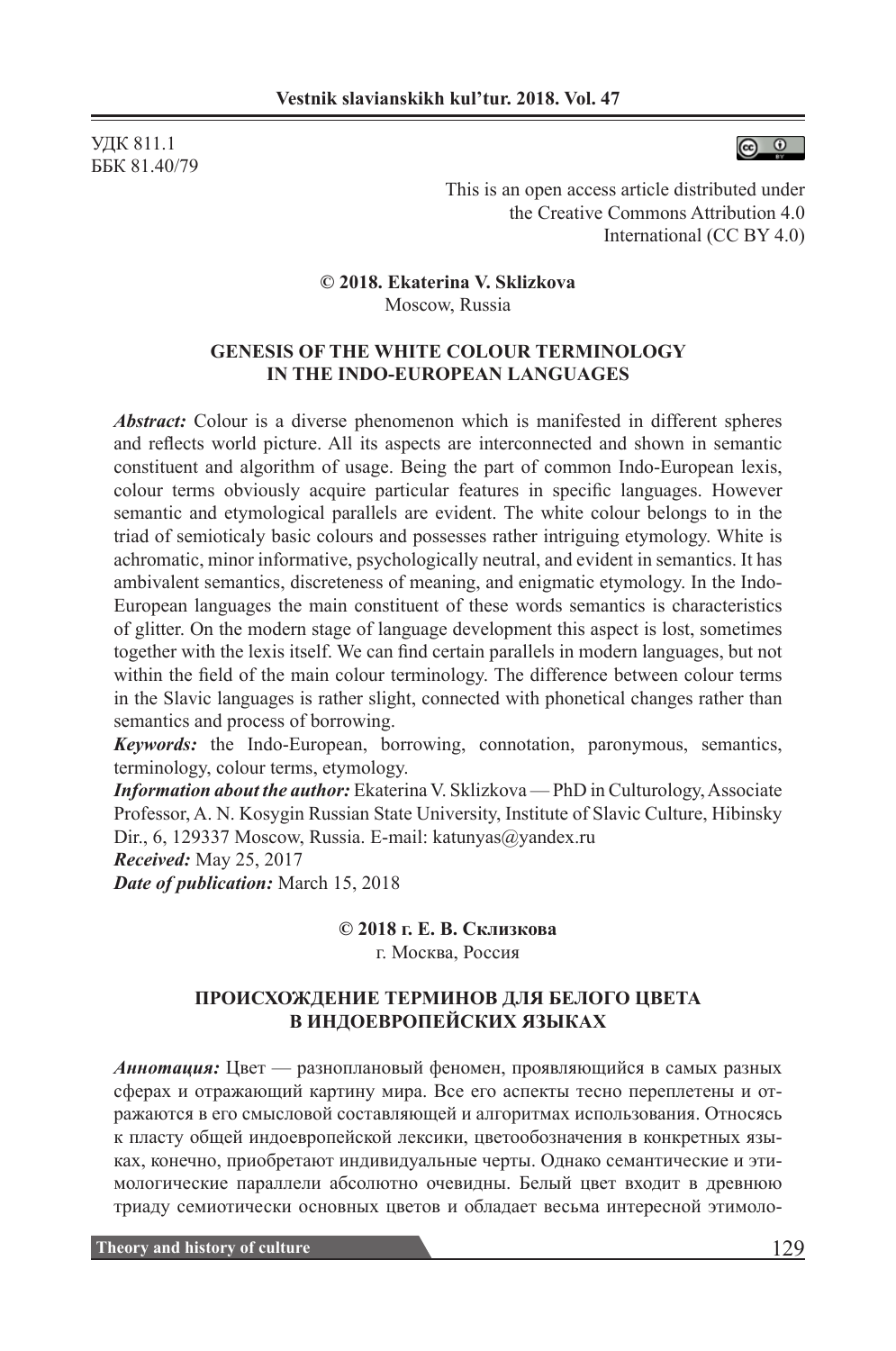УДК 811.1
ББК 81.40/79

This is an open access article distributed under the Creative Commons Attribution 4.0 International (CC BY 4.0)

**© 2018. Ekaterina V. Sklizkova**
Moscow, Russia

## GENESIS OF THE WHITE COLOUR TERMINOLOGY IN THE INDO-EUROPEAN LANGUAGES

***Abstract:*** Colour is a diverse phenomenon which is manifested in different spheres and reflects world picture. All its aspects are interconnected and shown in semantic constituent and algorithm of usage. Being the part of common Indo-European lexis, colour terms obviously acquire particular features in specific languages. However semantic and etymological parallels are evident. The white colour belongs to in the triad of semioticaly basic colours and possesses rather intriguing etymology. White is achromatic, minor informative, psychologically neutral, and evident in semantics. It has ambivalent semantics, discreteness of meaning, and enigmatic etymology. In the Indo-European languages the main constituent of these words semantics is characteristics of glitter. On the modern stage of language development this aspect is lost, sometimes together with the lexis itself. We can find certain parallels in modern languages, but not within the field of the main colour terminology. The difference between colour terms in the Slavic languages is rather slight, connected with phonetical changes rather than semantics and process of borrowing.

***Keywords:*** the Indo-European, borrowing, connotation, paronymous, semantics, terminology, colour terms, etymology.

***Information about the author:*** Ekaterina V. Sklizkova — PhD in Culturology, Associate Professor, A. N. Kosygin Russian State University, Institute of Slavic Culture, Hibinsky Dir., 6, 129337 Moscow, Russia. E-mail: katunyas@yandex.ru

***Received:*** May 25, 2017

***Date of publication:*** March 15, 2018

**© 2018 г. Е. В. Склизкова**
г. Москва, Россия

## ПРОИСХОЖДЕНИЕ ТЕРМИНОВ ДЛЯ БЕЛОГО ЦВЕТА В ИНДОЕВРОПЕЙСКИХ ЯЗЫКАХ

***Аннотация:*** Цвет — разноплановый феномен, проявляющийся в самых разных сферах и отражающий картину мира. Все его аспекты тесно переплетены и отражаются в его смысловой составляющей и алгоритмах использования. Относясь к пласту общей индоевропейской лексики, цветообозначения в конкретных языках, конечно, приобретают индивидуальные черты. Однако семантические и этимологические параллели абсолютно очевидны. Белый цвет входит в древнюю триаду семиотически основных цветов и обладает весьма интересной этимоло-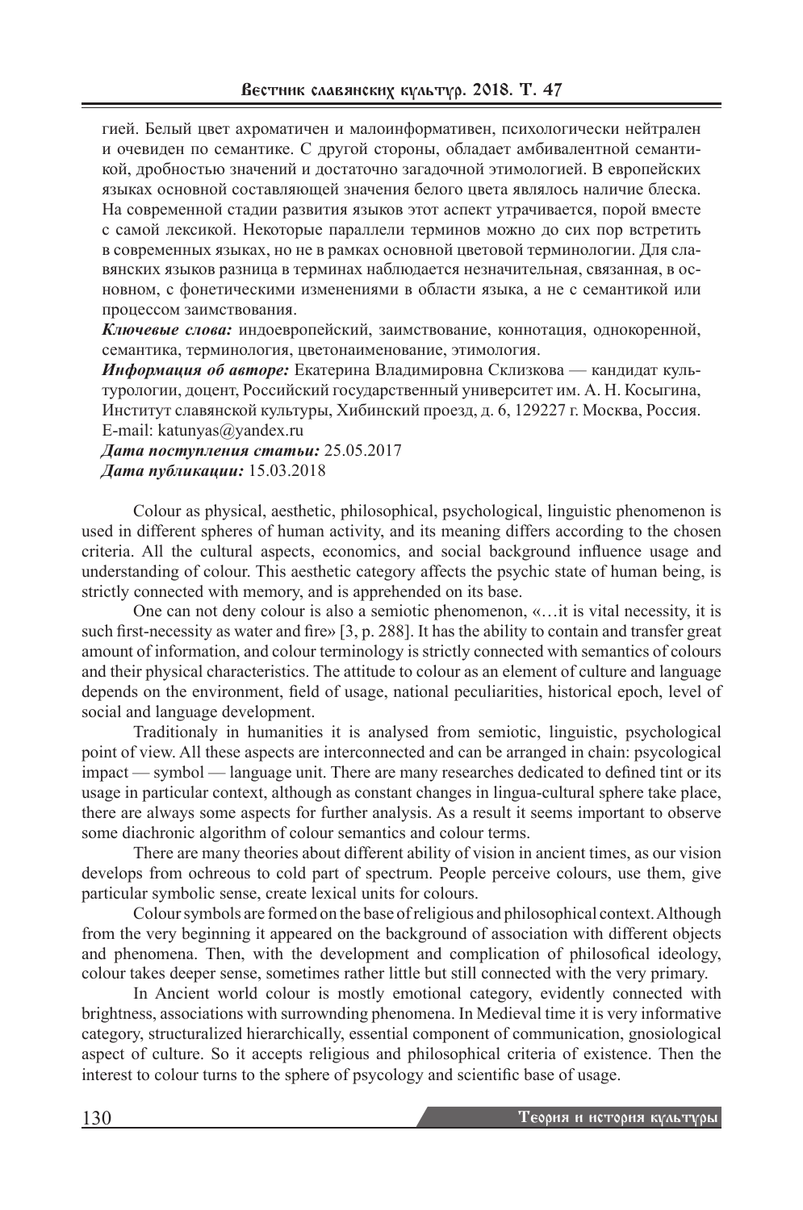гией. Белый цвет ахроматичен и малоинформативен, психологически нейтрален и очевиден по семантике. С другой стороны, обладает амбивалентной семантикой, дробностью значений и достаточно загадочной этимологией. В европейских языках основной составляющей значения белого цвета являлось наличие блеска. На современной стадии развития языков этот аспект утрачивается, порой вместе с самой лексикой. Некоторые параллели терминов можно до сих пор встретить в современных языках, но не в рамках основной цветовой терминологии. Для славянских языков разница в терминах наблюдается незначительная, связанная, в основном, с фонетическими изменениями в области языка, а не с семантикой или процессом заимствования.

***Ключевые слова:*** индоевропейский, заимствование, коннотация, однокоренной, семантика, терминология, цветонаименование, этимология.

***Информация об авторе:*** Екатерина Владимировна Склизкова — кандидат культурологии, доцент, Российский государственный университет им. А. Н. Косыгина, Институт славянской культуры, Хибинский проезд, д. 6, 129227 г. Москва, Россия. E-mail: katunyas@yandex.ru

***Дата поступления статьи:*** 25.05.2017

***Дата публикации:*** 15.03.2018

Colour as physical, aesthetic, philosophical, psychological, linguistic phenomenon is used in different spheres of human activity, and its meaning differs according to the chosen criteria. All the cultural aspects, economics, and social background influence usage and understanding of colour. This aesthetic category affects the psychic state of human being, is strictly connected with memory, and is apprehended on its base.

One can not deny colour is also a semiotic phenomenon, «…it is vital necessity, it is such first-necessity as water and fire» [3, p. 288]. It has the ability to contain and transfer great amount of information, and colour terminology is strictly connected with semantics of colours and their physical characteristics. The attitude to colour as an element of culture and language depends on the environment, field of usage, national peculiarities, historical epoch, level of social and language development.

Traditionaly in humanities it is analysed from semiotic, linguistic, psychological point of view. All these aspects are interconnected and can be arranged in chain: psycological impact — symbol — language unit. There are many researches dedicated to defined tint or its usage in particular context, although as constant changes in lingua-cultural sphere take place, there are always some aspects for further analysis. As a result it seems important to observe some diachronic algorithm of colour semantics and colour terms.

There are many theories about different ability of vision in ancient times, as our vision develops from ochreous to cold part of spectrum. People perceive colours, use them, give particular symbolic sense, create lexical units for colours.

Colour symbols are formed on the base of religious and philosophical context. Although from the very beginning it appeared on the background of association with different objects and phenomena. Then, with the development and complication of philosofical ideology, colour takes deeper sense, sometimes rather little but still connected with the very primary.

In Ancient world colour is mostly emotional category, evidently connected with brightness, associations with surrownding phenomena. In Medieval time it is very informative category, structuralized hierarchically, essential component of communication, gnosiological aspect of culture. So it accepts religious and philosophical criteria of existence. Then the interest to colour turns to the sphere of psycology and scientific base of usage.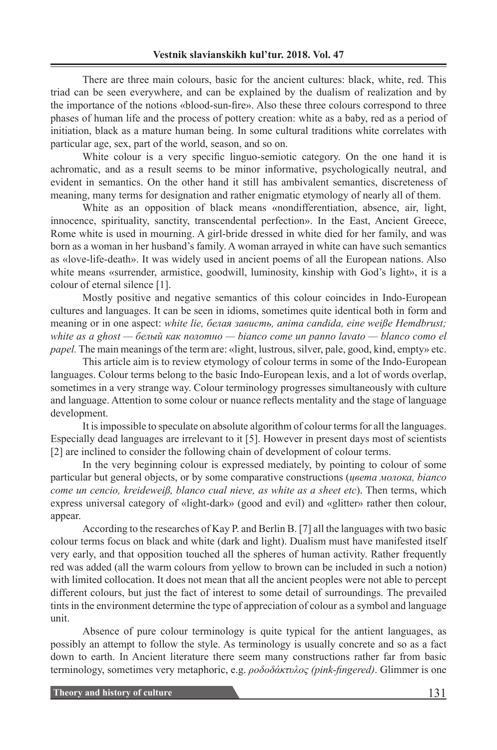There are three main colours, basic for the ancient cultures: black, white, red. This triad can be seen everywhere, and can be explained by the dualism of realization and by the importance of the notions «blood-sun-fire». Also these three colours correspond to three phases of human life and the process of pottery creation: white as a baby, red as a period of initiation, black as a mature human being. In some cultural traditions white correlates with particular age, sex, part of the world, season, and so on.

White colour is a very specific linguo-semiotic category. On the one hand it is achromatic, and as a result seems to be minor informative, psychologically neutral, and evident in semantics. On the other hand it still has ambivalent semantics, discreteness of meaning, many terms for designation and rather enigmatic etymology of nearly all of them.

White as an opposition of black means «nondifferentiation, absence, air, light, innocence, spirituality, sanctity, transcendental perfection». In the East, Ancient Greece, Rome white is used in mourning. A girl-bride dressed in white died for her family, and was born as a woman in her husband's family. A woman arrayed in white can have such semantics as «love-life-death». It was widely used in ancient poems of all the European nations. Also white means «surrender, armistice, goodwill, luminosity, kinship with God's light», it is a colour of eternal silence [1].

Mostly positive and negative semantics of this colour coincides in Indo-European cultures and languages. It can be seen in idioms, sometimes quite identical both in form and meaning or in one aspect: *white lie, белая зависть, anima candida, eine weiße Hemdbrust; white as a ghost — белый как полотно — bianco come un panno lavato — blanco como el papel.* The main meanings of the term are: «light, lustrous, silver, pale, good, kind, empty» etc.

This article aim is to review etymology of colour terms in some of the Indo-European languages. Colour terms belong to the basic Indo-European lexis, and a lot of words overlap, sometimes in a very strange way. Colour terminology progresses simultaneously with culture and language. Attention to some colour or nuance reflects mentality and the stage of language development.

It is impossible to speculate on absolute algorithm of colour terms for all the languages. Especially dead languages are irrelevant to it [5]. However in present days most of scientists [2] are inclined to consider the following chain of development of colour terms.

In the very beginning colour is expressed mediately, by pointing to colour of some particular but general objects, or by some comparative constructions (*цвета молока, bianco come un cencio, kreideweiß, blanco cual nieve, as white as a sheet etc*). Then terms, which express universal category of «light-dark» (good and evil) and «glitter» rather then colour, appear.

According to the researches of Kay P. and Berlin B. [7] all the languages with two basic colour terms focus on black and white (dark and light). Dualism must have manifested itself very early, and that opposition touched all the spheres of human activity. Rather frequently red was added (all the warm colours from yellow to brown can be included in such a notion) with limited collocation. It does not mean that all the ancient peoples were not able to percept different colours, but just the fact of interest to some detail of surroundings. The prevailed tints in the environment determine the type of appreciation of colour as a symbol and language unit.

Absence of pure colour terminology is quite typical for the antient languages, as possibly an attempt to follow the style. As terminology is usually concrete and so as a fact down to earth. In Ancient literature there seem many constructions rather far from basic terminology, sometimes very metaphoric, e.g. *ροδοδάκτυλος (pink-fingered)*. Glimmer is one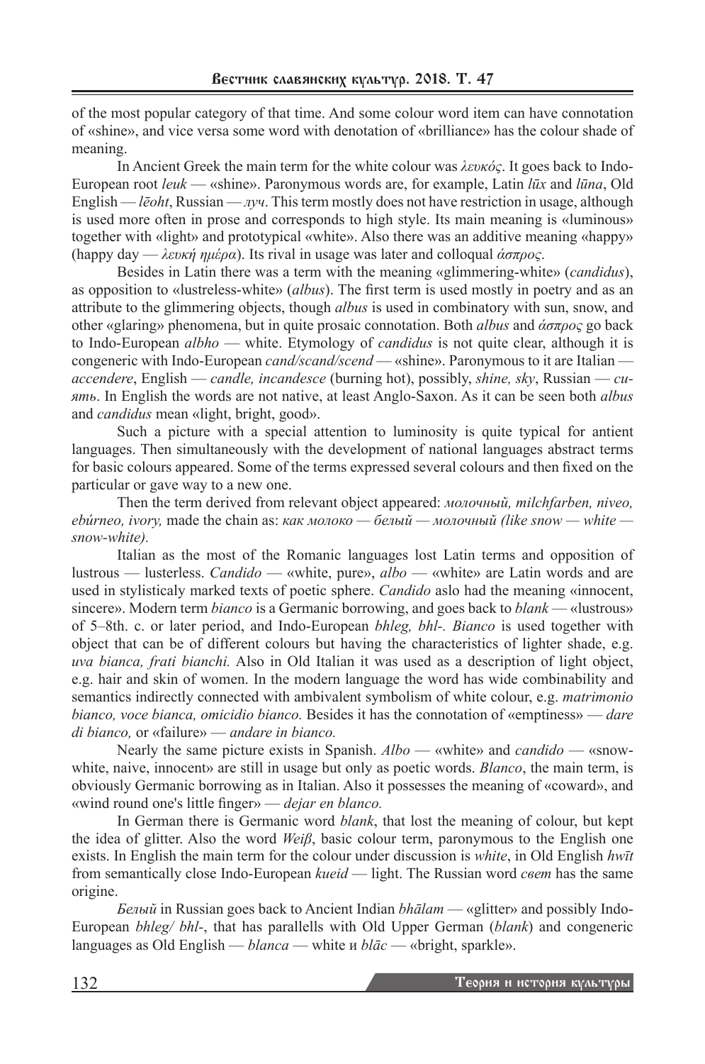of the most popular category of that time. And some colour word item can have connotation of «shine», and vice versa some word with denotation of «brilliance» has the colour shade of meaning.

In Ancient Greek the main term for the white colour was *λευκός*. It goes back to Indo-European root *leuk* — «shine». Paronymous words are, for example, Latin *lūx* and *lūna*, Old English — *lēoht*, Russian — *луч*. This term mostly does not have restriction in usage, although is used more often in prose and corresponds to high style. Its main meaning is «luminous» together with «light» and prototypical «white». Also there was an additive meaning «happy» (happy day — *λευκή ημέρα*). Its rival in usage was later and colloqual *άσπρος*.

Besides in Latin there was a term with the meaning «glimmering-white» (*candidus*), as opposition to «lustreless-white» (*albus*). The first term is used mostly in poetry and as an attribute to the glimmering objects, though *albus* is used in combinatory with sun, snow, and other «glaring» phenomena, but in quite prosaic connotation. Both *albus* and *άσπρος* go back to Indo-European *albho* — white. Etymology of *candidus* is not quite clear, although it is congeneric with Indo-European *cand/scand/scend* — «shine». Paronymous to it are Italian — *accendere*, English — *candle, incandesce* (burning hot), possibly, *shine, sky*, Russian — *сиять*. In English the words are not native, at least Anglo-Saxon. As it can be seen both *albus* and *candidus* mean «light, bright, good».

Such a picture with a special attention to luminosity is quite typical for antient languages. Then simultaneously with the development of national languages abstract terms for basic colours appeared. Some of the terms expressed several colours and then fixed on the particular or gave way to a new one.

Then the term derived from relevant object appeared: *молочный, milchfarben, niveo, ebúrneo, ivory,* made the chain as: *как молоко — белый — молочный (like snow — white — snow-white).*

Italian as the most of the Romanic languages lost Latin terms and opposition of lustrous — lusterless. *Candido* — «white, pure», *albo* — «white» are Latin words and are used in stylisticaly marked texts of poetic sphere. *Candido* aslo had the meaning «innocent, sincere». Modern term *bianco* is a Germanic borrowing, and goes back to *blank* — «lustrous» of 5–8th. c. or later period, and Indo-European *bhleg, bhl-. Bianco* is used together with object that can be of different colours but having the characteristics of lighter shade, e.g. *uva bianca, frati bianchi.* Also in Old Italian it was used as a description of light object, e.g. hair and skin of women. In the modern language the word has wide combinability and semantics indirectly connected with ambivalent symbolism of white colour, e.g. *matrimonio bianco, voce bianca, omicidio bianco.* Besides it has the connotation of «emptiness» — *dare di bianco,* or «failure» — *andare in bianco.*

Nearly the same picture exists in Spanish. *Albo* — «white» and *candido* — «snow-white, naive, innocent» are still in usage but only as poetic words. *Blanco*, the main term, is obviously Germanic borrowing as in Italian. Also it possesses the meaning of «coward», and «wind round one's little finger» — *dejar en blanco.*

In German there is Germanic word *blank*, that lost the meaning of colour, but kept the idea of glitter. Also the word *Weiβ*, basic colour term, paronymous to the English one exists. In English the main term for the colour under discussion is *white*, in Old English *hwīt* from semantically close Indo-European *kueid* — light. The Russian word *свет* has the same origine.

*Белый* in Russian goes back to Ancient Indian *bhālam* — «glitter» and possibly Indo-European *bhleg/ bhl-*, that has parallells with Old Upper German (*blank*) and congeneric languages as Old English — *blanca* — white и *blāc* — «bright, sparkle».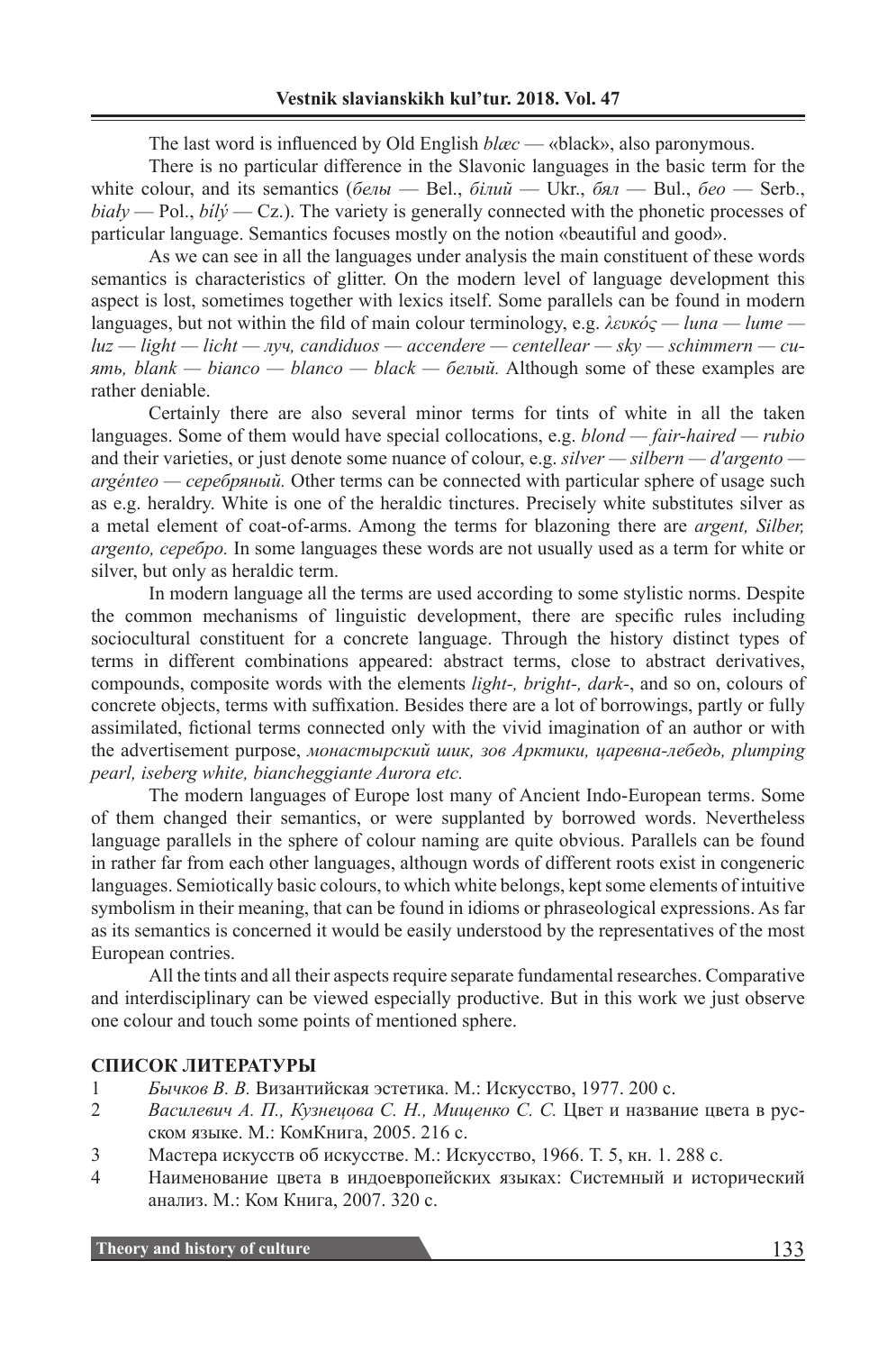The last word is influenced by Old English *blæc* — «black», also paronymous.

There is no particular difference in the Slavonic languages in the basic term for the white colour, and its semantics (*белы* — Bel., *білий* — Ukr., *бял* — Bul., *бео* — Serb., *biały* — Pol., *bílý* — Cz.). The variety is generally connected with the phonetic processes of particular language. Semantics focuses mostly on the notion «beautiful and good».

As we can see in all the languages under analysis the main constituent of these words semantics is characteristics of glitter. On the modern level of language development this aspect is lost, sometimes together with lexics itself. Some parallels can be found in modern languages, but not within the fild of main colour terminology, e.g. *λευκός — luna — lume — luz — light — licht — луч, candiduos — accendere — centellear — sky — schimmern — сиять, blank — bianco — blanco — black — белый.* Although some of these examples are rather deniable.

Certainly there are also several minor terms for tints of white in all the taken languages. Some of them would have special collocations, e.g. *blond — fair-haired — rubio* and their varieties, or just denote some nuance of colour, e.g. *silver — silbern — d'argento — argénteo — серебряный.* Other terms can be connected with particular sphere of usage such as e.g. heraldry. White is one of the heraldic tinctures. Precisely white substitutes silver as a metal element of coat-of-arms. Among the terms for blazoning there are *argent, Silber, argento, серебро.* In some languages these words are not usually used as a term for white or silver, but only as heraldic term.

In modern language all the terms are used according to some stylistic norms. Despite the common mechanisms of linguistic development, there are specific rules including sociocultural constituent for a concrete language. Through the history distinct types of terms in different combinations appeared: abstract terms, close to abstract derivatives, compounds, composite words with the elements *light-, bright-, dark-*, and so on, colours of concrete objects, terms with suffixation. Besides there are a lot of borrowings, partly or fully assimilated, fictional terms connected only with the vivid imagination of an author or with the advertisement purpose, *монастырский шик, зов Арктики, царевна-лебедь, plumping pearl, iseberg white, biancheggiante Aurora etc.*

The modern languages of Europe lost many of Ancient Indo-European terms. Some of them changed their semantics, or were supplanted by borrowed words. Nevertheless language parallels in the sphere of colour naming are quite obvious. Parallels can be found in rather far from each other languages, althougn words of different roots exist in congeneric languages. Semiotically basic colours, to which white belongs, kept some elements of intuitive symbolism in their meaning, that can be found in idioms or phraseological expressions. As far as its semantics is concerned it would be easily understood by the representatives of the most European contries.

All the tints and all their aspects require separate fundamental researches. Comparative and interdisciplinary can be viewed especially productive. But in this work we just observe one colour and touch some points of mentioned sphere.

## СПИСОК ЛИТЕРАТУРЫ

1. *Бычков В. В.* Византийская эстетика. М.: Искусство, 1977. 200 с.
2. *Василевич А. П., Кузнецова С. Н., Мищенко С. С.* Цвет и название цвета в русском языке. М.: КомКнига, 2005. 216 с.
3. Мастера искусств об искусстве. М.: Искусство, 1966. Т. 5, кн. 1. 288 с.
4. Наименование цвета в индоевропейских языках: Системный и исторический анализ. М.: Ком Книга, 2007. 320 с.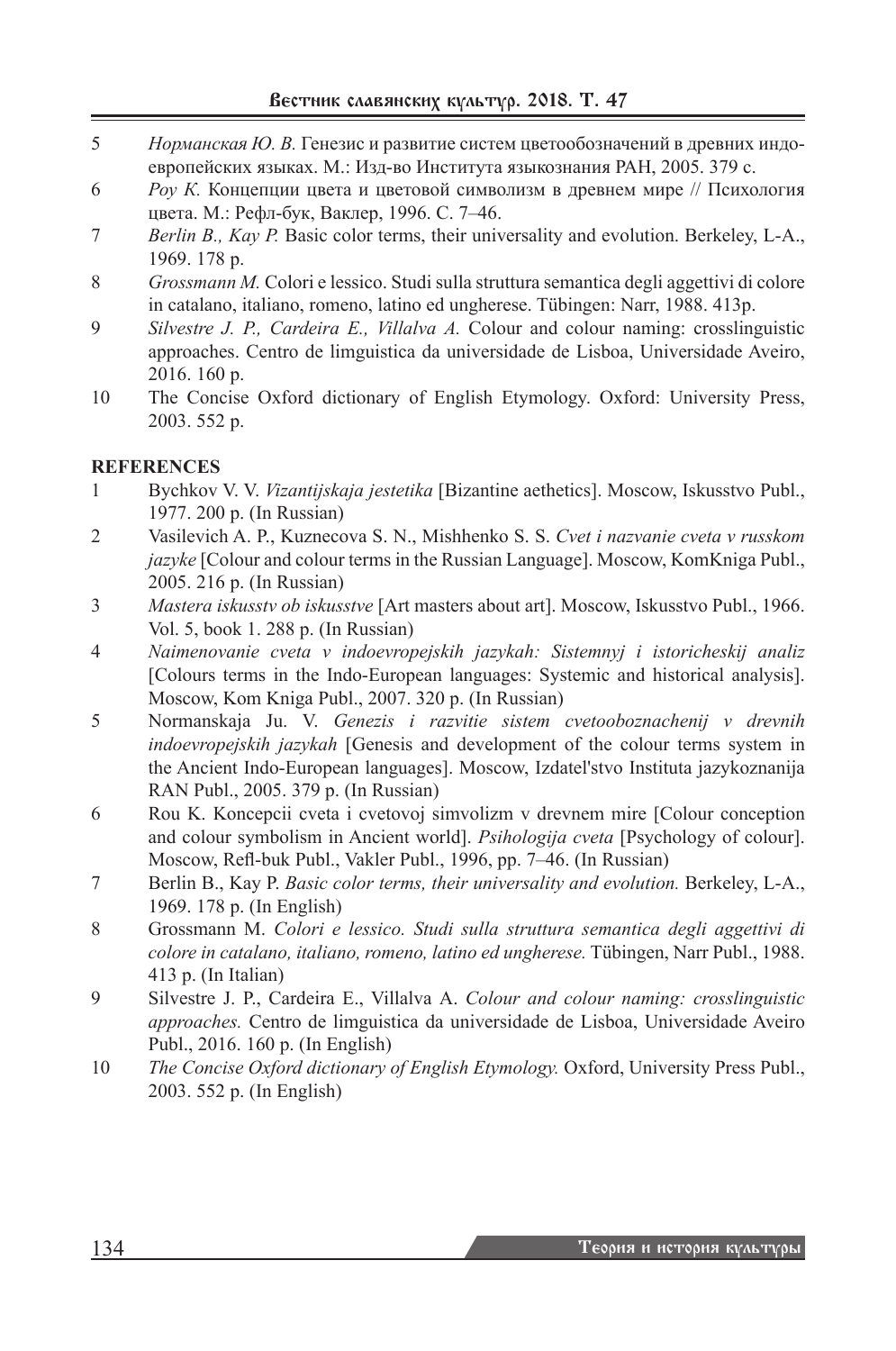5 *Норманская Ю. В.* Генезис и развитие систем цветообозначений в древних индоевропейских языках. М.: Изд-во Института языкознания РАН, 2005. 379 с.

6 *Роу К.* Концепции цвета и цветовой символизм в древнем мире // Психология цвета. М.: Рефл-бук, Ваклер, 1996. С. 7–46.

7 *Berlin B., Kay P.* Basic color terms, their universality and evolution. Berkeley, L-A., 1969. 178 p.

8 *Grossmann M.* Colori e lessico. Studi sulla struttura semantica degli aggettivi di colore in catalano, italiano, romeno, latino ed ungherese. Tübingen: Narr, 1988. 413p.

9 *Silvestre J. P., Cardeira E., Villalva A.* Colour and colour naming: crosslinguistic approaches. Centro de limguistica da universidade de Lisboa, Universidade Aveiro, 2016. 160 p.

10 The Concise Oxford dictionary of English Etymology. Oxford: University Press, 2003. 552 p.

**REFERENCES**

1 Bychkov V. V. *Vizantijskaja jestetika* [Bizantine aethetics]. Moscow, Iskusstvo Publ., 1977. 200 p. (In Russian)

2 Vasilevich A. P., Kuznecova S. N., Mishhenko S. S. *Cvet i nazvanie cveta v russkom jazyke* [Colour and colour terms in the Russian Language]. Moscow, KomKniga Publ., 2005. 216 p. (In Russian)

3 *Mastera iskusstv ob iskusstve* [Art masters about art]. Moscow, Iskusstvo Publ., 1966. Vol. 5, book 1. 288 p. (In Russian)

4 *Naimenovanie cveta v indoevropejskih jazykah: Sistemnyj i istoricheskij analiz* [Colours terms in the Indo-European languages: Systemic and historical analysis]. Moscow, Kom Kniga Publ., 2007. 320 p. (In Russian)

5 Normanskaja Ju. V. *Genezis i razvitie sistem cvetooboznachenij v drevnih indoevropejskih jazykah* [Genesis and development of the colour terms system in the Ancient Indo-European languages]. Moscow, Izdatel'stvo Instituta jazykoznanija RAN Publ., 2005. 379 p. (In Russian)

6 Rou K. Koncepcii cveta i cvetovoj simvolizm v drevnem mire [Colour conception and colour symbolism in Ancient world]. *Psihologija cveta* [Psychology of colour]. Moscow, Refl-buk Publ., Vakler Publ., 1996, pp. 7–46. (In Russian)

7 Berlin B., Kay P. *Basic color terms, their universality and evolution.* Berkeley, L-A., 1969. 178 p. (In English)

8 Grossmann M. *Colori e lessico. Studi sulla struttura semantica degli aggettivi di colore in catalano, italiano, romeno, latino ed ungherese.* Tübingen, Narr Publ., 1988. 413 p. (In Italian)

9 Silvestre J. P., Cardeira E., Villalva A. *Colour and colour naming: crosslinguistic approaches.* Centro de limguistica da universidade de Lisboa, Universidade Aveiro Publ., 2016. 160 p. (In English)

10 *The Concise Oxford dictionary of English Etymology.* Oxford, University Press Publ., 2003. 552 p. (In English)